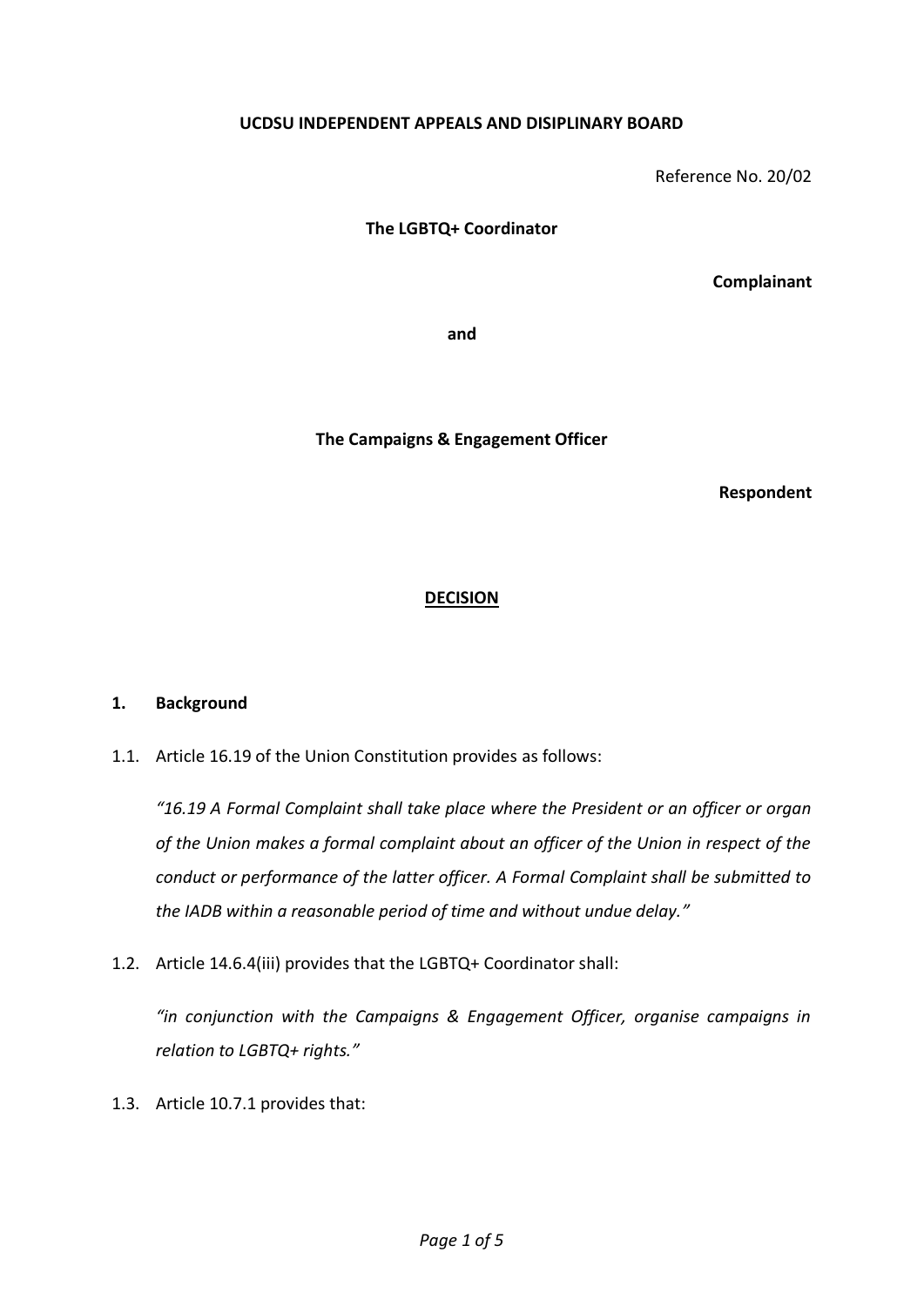**UCDSU INDEPENDENT APPEALS AND DISIPLINARY BOARD**

Reference No. 20/02

**The LGBTQ+ Coordinator**

**Complainant**

**and**

**The Campaigns & Engagement Officer**

**Respondent**

## <u>DECISION</u>

### 1. Background

1.1. Article 16.19 of the Union Constitution provides as follows:

*"16.19 A Formal Complaint shall take place where the President or an officer or organ of the Union makes a formal complaint about an officer of the Union in respect of the conduct or performance of the latter officer. A Formal Complaint shall be submitted to the IADB within a reasonable period of time and without undue delay."*

1.2. Article 14.6.4(iii) provides that the LGBTQ+ Coordinator shall:

*"in conjunction with the Campaigns & Engagement Officer, organise campaigns in relation to LGBTQ+ rights."*

1.3. Article 10.7.1 provides that: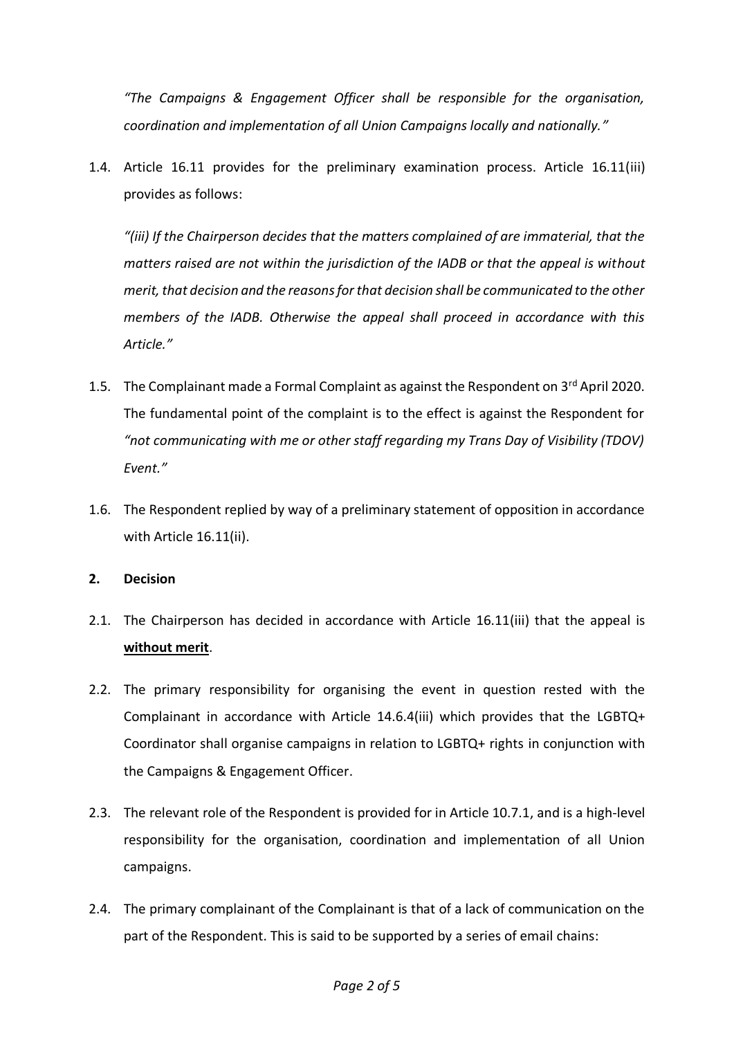*"The Campaigns & Engagement Officer shall be responsible for the organisation, coordination and implementation of all Union Campaigns locally and nationally."*

1.4. Article 16.11 provides for the preliminary examination process. Article 16.11(iii) provides as follows:

*"(iii) If the Chairperson decides that the matters complained of are immaterial, that the matters raised are not within the jurisdiction of the IADB or that the appeal is without merit, that decision and the reasons for that decision shall be communicated to the other members of the IADB. Otherwise the appeal shall proceed in accordance with this Article."*

1.5. The Complainant made a Formal Complaint as against the Respondent on 3rd April 2020. The fundamental point of the complaint is to the effect is against the Respondent for *"not communicating with me or other staff regarding my Trans Day of Visibility (TDOV) Event."*

1.6. The Respondent replied by way of a preliminary statement of opposition in accordance with Article 16.11(ii).

**2. Decision**

2.1. The Chairperson has decided in accordance with Article 16.11(iii) that the appeal is **without merit**.

2.2. The primary responsibility for organising the event in question rested with the Complainant in accordance with Article 14.6.4(iii) which provides that the LGBTQ+ Coordinator shall organise campaigns in relation to LGBTQ+ rights in conjunction with the Campaigns & Engagement Officer.

2.3. The relevant role of the Respondent is provided for in Article 10.7.1, and is a high-level responsibility for the organisation, coordination and implementation of all Union campaigns.

2.4. The primary complainant of the Complainant is that of a lack of communication on the part of the Respondent. This is said to be supported by a series of email chains: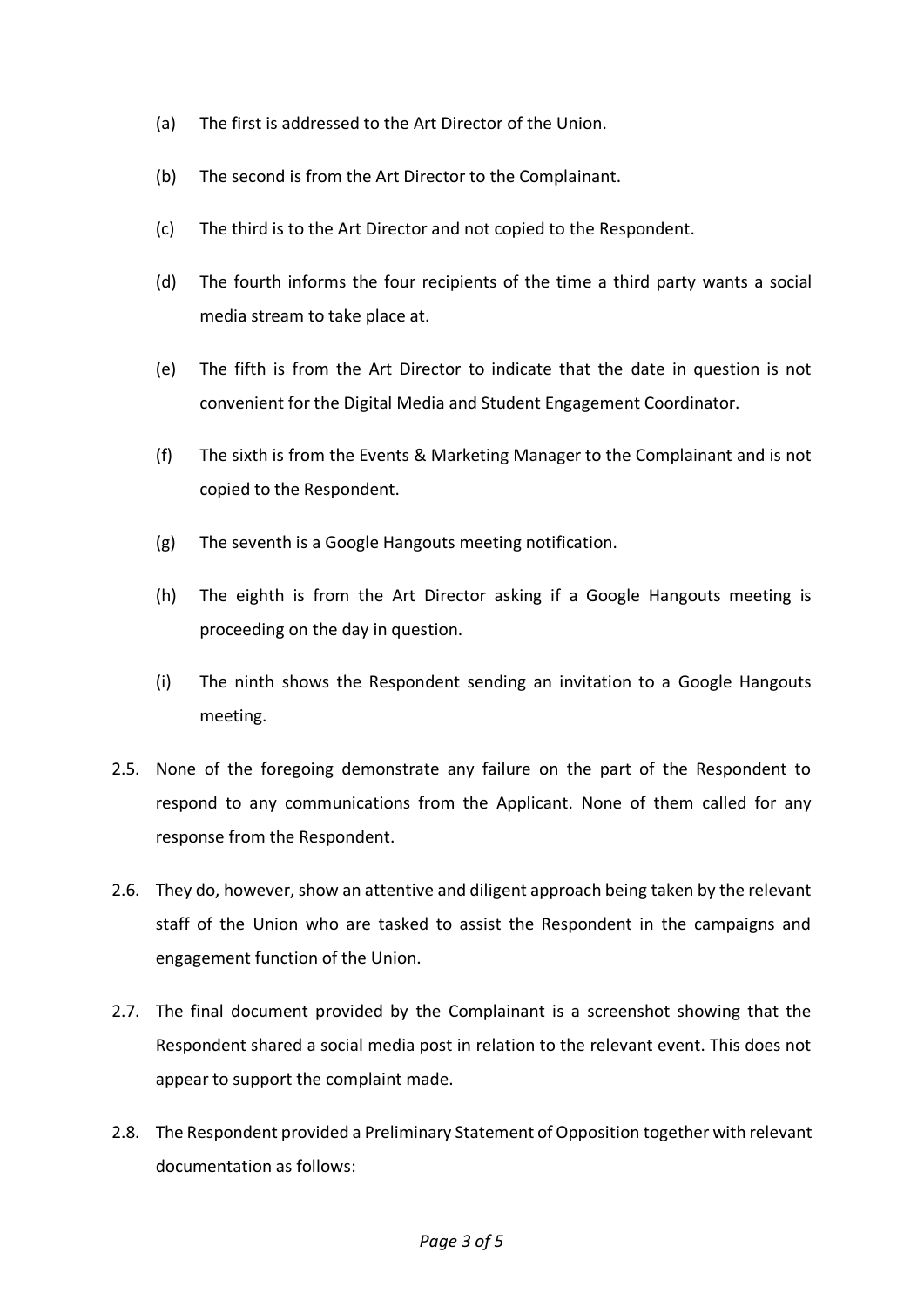(a) The first is addressed to the Art Director of the Union.

(b) The second is from the Art Director to the Complainant.

(c) The third is to the Art Director and not copied to the Respondent.

(d) The fourth informs the four recipients of the time a third party wants a social media stream to take place at.

(e) The fifth is from the Art Director to indicate that the date in question is not convenient for the Digital Media and Student Engagement Coordinator.

(f) The sixth is from the Events & Marketing Manager to the Complainant and is not copied to the Respondent.

(g) The seventh is a Google Hangouts meeting notification.

(h) The eighth is from the Art Director asking if a Google Hangouts meeting is proceeding on the day in question.

(i) The ninth shows the Respondent sending an invitation to a Google Hangouts meeting.

2.5. None of the foregoing demonstrate any failure on the part of the Respondent to respond to any communications from the Applicant. None of them called for any response from the Respondent.

2.6. They do, however, show an attentive and diligent approach being taken by the relevant staff of the Union who are tasked to assist the Respondent in the campaigns and engagement function of the Union.

2.7. The final document provided by the Complainant is a screenshot showing that the Respondent shared a social media post in relation to the relevant event. This does not appear to support the complaint made.

2.8. The Respondent provided a Preliminary Statement of Opposition together with relevant documentation as follows: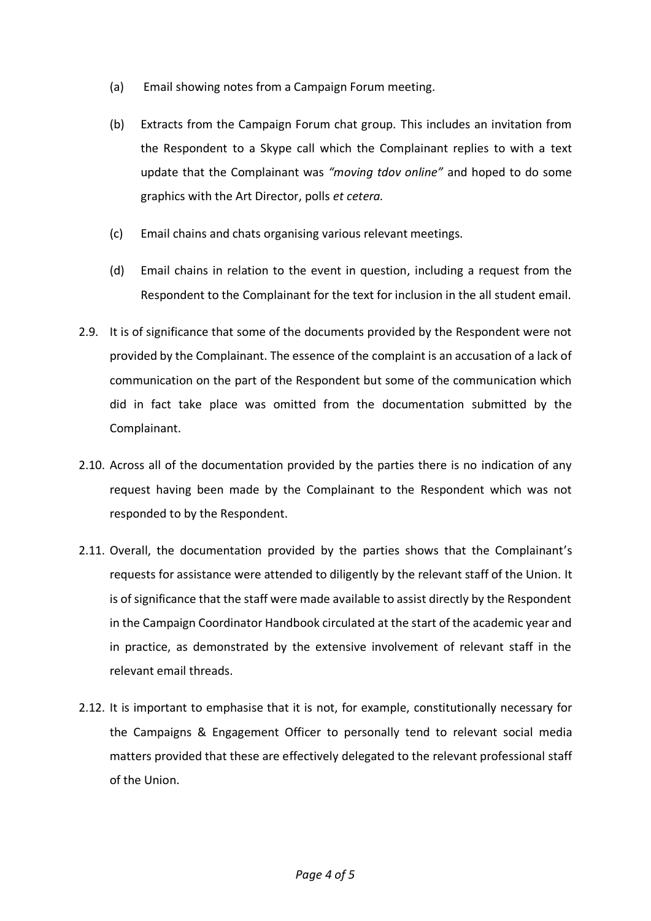(a) Email showing notes from a Campaign Forum meeting.

(b) Extracts from the Campaign Forum chat group. This includes an invitation from the Respondent to a Skype call which the Complainant replies to with a text update that the Complainant was *"moving tdov online"* and hoped to do some graphics with the Art Director, polls *et cetera.*

(c) Email chains and chats organising various relevant meetings.

(d) Email chains in relation to the event in question, including a request from the Respondent to the Complainant for the text for inclusion in the all student email.

2.9. It is of significance that some of the documents provided by the Respondent were not provided by the Complainant. The essence of the complaint is an accusation of a lack of communication on the part of the Respondent but some of the communication which did in fact take place was omitted from the documentation submitted by the Complainant.

2.10. Across all of the documentation provided by the parties there is no indication of any request having been made by the Complainant to the Respondent which was not responded to by the Respondent.

2.11. Overall, the documentation provided by the parties shows that the Complainant's requests for assistance were attended to diligently by the relevant staff of the Union. It is of significance that the staff were made available to assist directly by the Respondent in the Campaign Coordinator Handbook circulated at the start of the academic year and in practice, as demonstrated by the extensive involvement of relevant staff in the relevant email threads.

2.12. It is important to emphasise that it is not, for example, constitutionally necessary for the Campaigns & Engagement Officer to personally tend to relevant social media matters provided that these are effectively delegated to the relevant professional staff of the Union.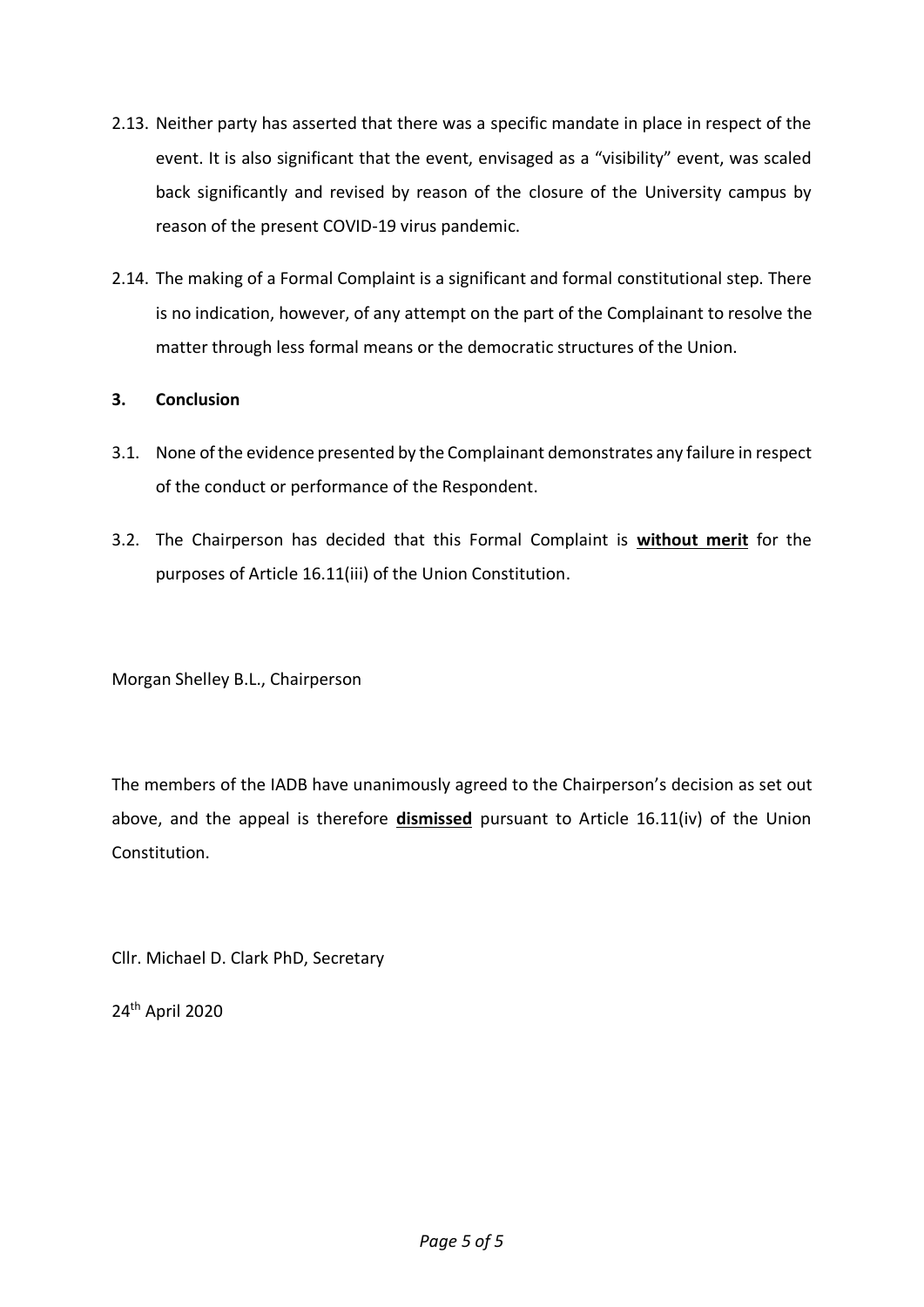2.13. Neither party has asserted that there was a specific mandate in place in respect of the event. It is also significant that the event, envisaged as a "visibility" event, was scaled back significantly and revised by reason of the closure of the University campus by reason of the present COVID-19 virus pandemic.

2.14. The making of a Formal Complaint is a significant and formal constitutional step. There is no indication, however, of any attempt on the part of the Complainant to resolve the matter through less formal means or the democratic structures of the Union.

## 3. Conclusion

3.1. None of the evidence presented by the Complainant demonstrates any failure in respect of the conduct or performance of the Respondent.

3.2. The Chairperson has decided that this Formal Complaint is **without merit** for the purposes of Article 16.11(iii) of the Union Constitution.

Morgan Shelley B.L., Chairperson

The members of the IADB have unanimously agreed to the Chairperson's decision as set out above, and the appeal is therefore **dismissed** pursuant to Article 16.11(iv) of the Union Constitution.

Cllr. Michael D. Clark PhD, Secretary

24th April 2020